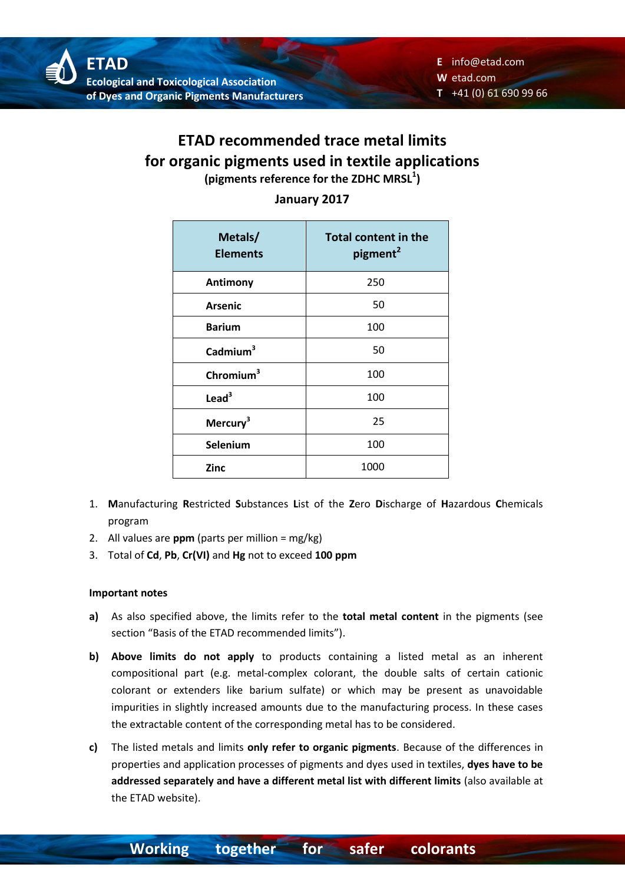# ETAD recommended trace metal limits for organic pigments used in textile applications

**(pigments reference for the ZDHC MRSL[1])**

**January 2017**

| Metals/ Elements | Total content in the pigment[2] |
|---|---|
| **Antimony** | 250 |
| **Arsenic** | 50 |
| **Barium** | 100 |
| **Cadmium[3]** | 50 |
| **Chromium[3]** | 100 |
| **Lead[3]** | 100 |
| **Mercury[3]** | 25 |
| **Selenium** | 100 |
| **Zinc** | 1000 |

1. **M**anufacturing **R**estricted **S**ubstances **L**ist of the **Z**ero **D**ischarge of **H**azardous **C**hemicals program
2. All values are **ppm** (parts per million = mg/kg)
3. Total of **Cd**, **Pb**, **Cr(VI)** and **Hg** not to exceed **100 ppm**

**Important notes**

**a)** As also specified above, the limits refer to the **total metal content** in the pigments (see section "Basis of the ETAD recommended limits").

**b)** **Above limits do not apply** to products containing a listed metal as an inherent compositional part (e.g. metal-complex colorant, the double salts of certain cationic colorant or extenders like barium sulfate) or which may be present as unavoidable impurities in slightly increased amounts due to the manufacturing process. In these cases the extractable content of the corresponding metal has to be considered.

**c)** The listed metals and limits **only refer to organic pigments**. Because of the differences in properties and application processes of pigments and dyes used in textiles, **dyes have to be addressed separately and have a different metal list with different limits** (also available at the ETAD website).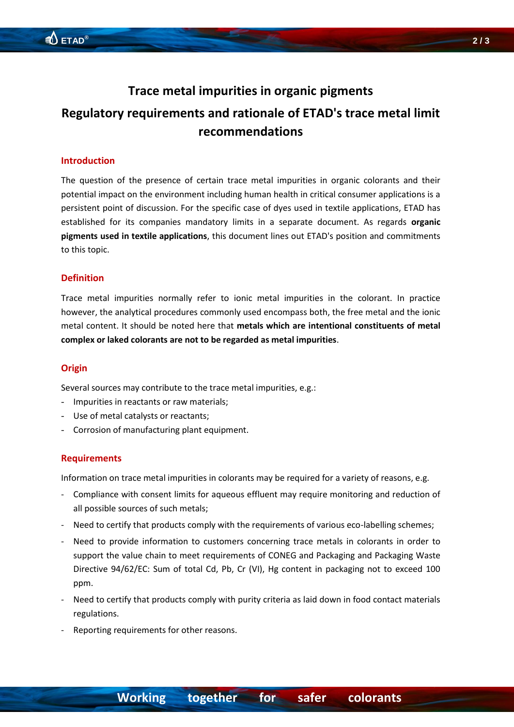# Trace metal impurities in organic pigments

# Regulatory requirements and rationale of ETAD's trace metal limit recommendations

## Introduction

The question of the presence of certain trace metal impurities in organic colorants and their potential impact on the environment including human health in critical consumer applications is a persistent point of discussion. For the specific case of dyes used in textile applications, ETAD has established for its companies mandatory limits in a separate document. As regards **organic pigments used in textile applications**, this document lines out ETAD's position and commitments to this topic.

## Definition

Trace metal impurities normally refer to ionic metal impurities in the colorant. In practice however, the analytical procedures commonly used encompass both, the free metal and the ionic metal content. It should be noted here that **metals which are intentional constituents of metal complex or laked colorants are not to be regarded as metal impurities**.

## Origin

Several sources may contribute to the trace metal impurities, e.g.:

- Impurities in reactants or raw materials;
- Use of metal catalysts or reactants;
- Corrosion of manufacturing plant equipment.

## Requirements

Information on trace metal impurities in colorants may be required for a variety of reasons, e.g.

- Compliance with consent limits for aqueous effluent may require monitoring and reduction of all possible sources of such metals;
- Need to certify that products comply with the requirements of various eco-labelling schemes;
- Need to provide information to customers concerning trace metals in colorants in order to support the value chain to meet requirements of CONEG and Packaging and Packaging Waste Directive 94/62/EC: Sum of total Cd, Pb, Cr (VI), Hg content in packaging not to exceed 100 ppm.
- Need to certify that products comply with purity criteria as laid down in food contact materials regulations.
- Reporting requirements for other reasons.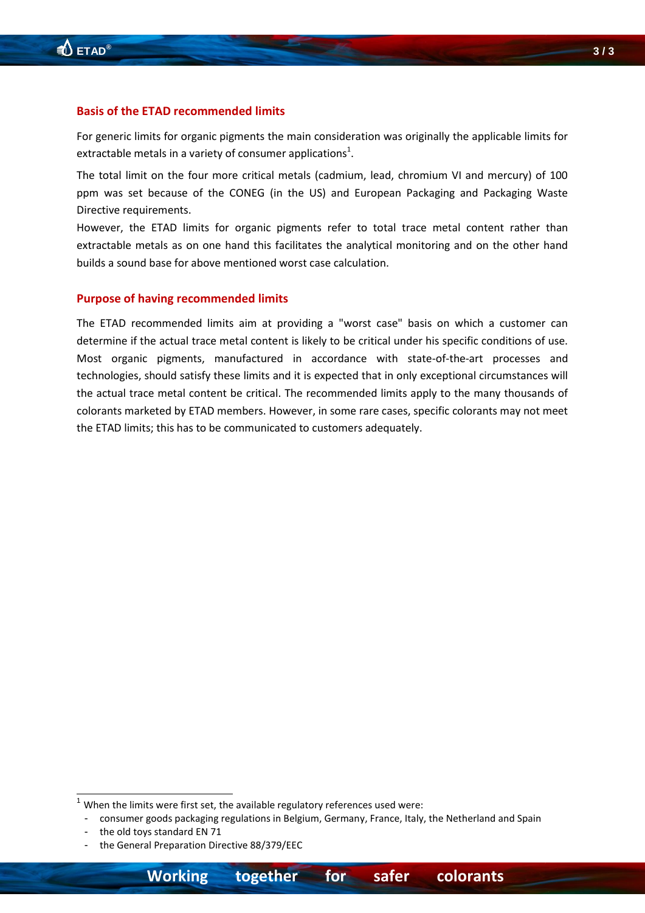## Basis of the ETAD recommended limits

For generic limits for organic pigments the main consideration was originally the applicable limits for extractable metals in a variety of consumer applications[1].

The total limit on the four more critical metals (cadmium, lead, chromium VI and mercury) of 100 ppm was set because of the CONEG (in the US) and European Packaging and Packaging Waste Directive requirements.

However, the ETAD limits for organic pigments refer to total trace metal content rather than extractable metals as on one hand this facilitates the analytical monitoring and on the other hand builds a sound base for above mentioned worst case calculation.

## Purpose of having recommended limits

The ETAD recommended limits aim at providing a "worst case" basis on which a customer can determine if the actual trace metal content is likely to be critical under his specific conditions of use. Most organic pigments, manufactured in accordance with state-of-the-art processes and technologies, should satisfy these limits and it is expected that in only exceptional circumstances will the actual trace metal content be critical. The recommended limits apply to the many thousands of colorants marketed by ETAD members. However, in some rare cases, specific colorants may not meet the ETAD limits; this has to be communicated to customers adequately.

---

[1] When the limits were first set, the available regulatory references used were:

- consumer goods packaging regulations in Belgium, Germany, France, Italy, the Netherland and Spain
- the old toys standard EN 71
- the General Preparation Directive 88/379/EEC